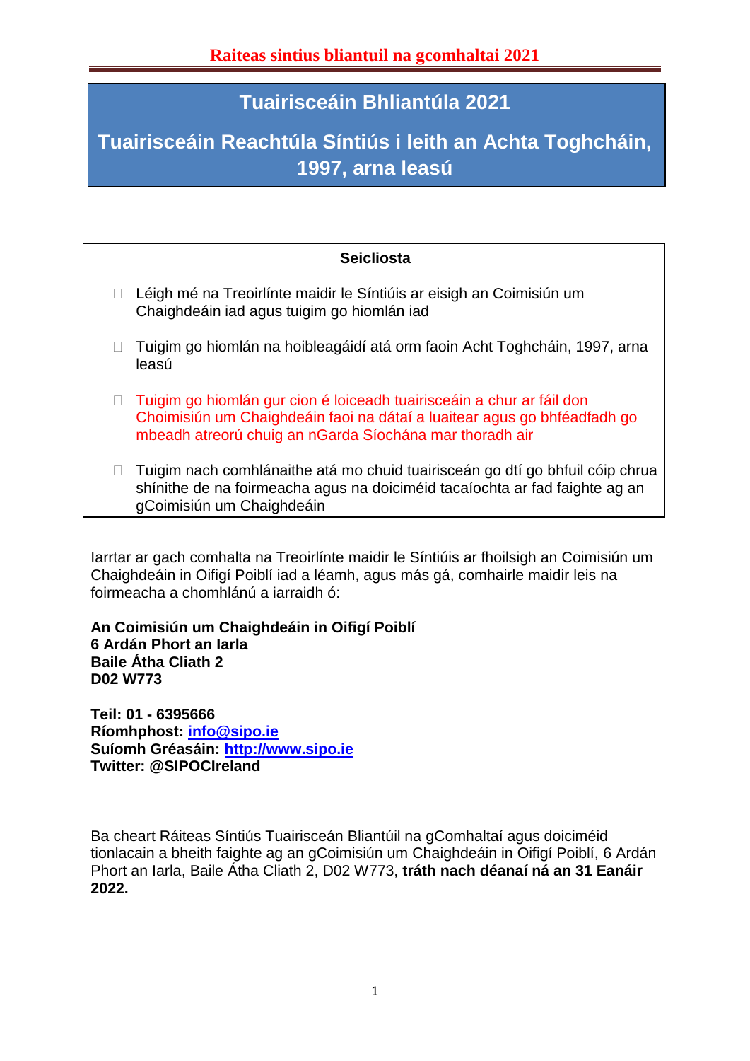**Raiteas sintius bliantuil na gcomhaltai 2021**

# Tuairisceáin Bhliantúla 2021

# Tuairisceáin Reachtúla Síntiús i leith an Achta Toghcháin, 1997, arna leasú

**Seicliosta**

- ☐ Léigh mé na Treoirlínte maidir le Síntiúis ar eisigh an Coimisiún um Chaighdeáin iad agus tuigim go hiomlán iad
- ☐ Tuigim go hiomlán na hoibleagáidí atá orm faoin Acht Toghcháin, 1997, arna leasú
- ☐ Tuigim go hiomlán gur cion é loiceadh tuairisceáin a chur ar fáil don Choimisiún um Chaighdeáin faoi na dátaí a luaitear agus go bhféadfadh go mbeadh atreorú chuig an nGarda Síochána mar thoradh air
- ☐ Tuigim nach comhlánaithe atá mo chuid tuairisceán go dtí go bhfuil cóip chrua shínithe de na foirmeacha agus na doiciméid tacaíochta ar fad faighte ag an gCoimisiún um Chaighdeáin

Iarrtar ar gach comhalta na Treoirlínte maidir le Síntiúis ar fhoilsigh an Coimisiún um Chaighdeáin in Oifigí Poiblí iad a léamh, agus más gá, comhairle maidir leis na foirmeacha a chomhlánú a iarraidh ó:

**An Coimisiún um Chaighdeáin in Oifigí Poiblí**
**6 Ardán Phort an Iarla**
**Baile Átha Cliath 2**
**D02 W773**

**Teil: 01 - 6395666**
**Ríomhphost: [info@sipo.ie](mailto:info@sipo.ie)**
**Suíomh Gréasáin: [http://www.sipo.ie](http://www.sipo.ie)**
**Twitter: @SIPOCIreland**

Ba cheart Ráiteas Síntiús Tuairisceán Bliantúil na gComhaltaí agus doiciméid tionlacain a bheith faighte ag an gCoimisiún um Chaighdeáin in Oifigí Poiblí, 6 Ardán Phort an Iarla, Baile Átha Cliath 2, D02 W773, **tráth nach déanaí ná an 31 Eanáir 2022.**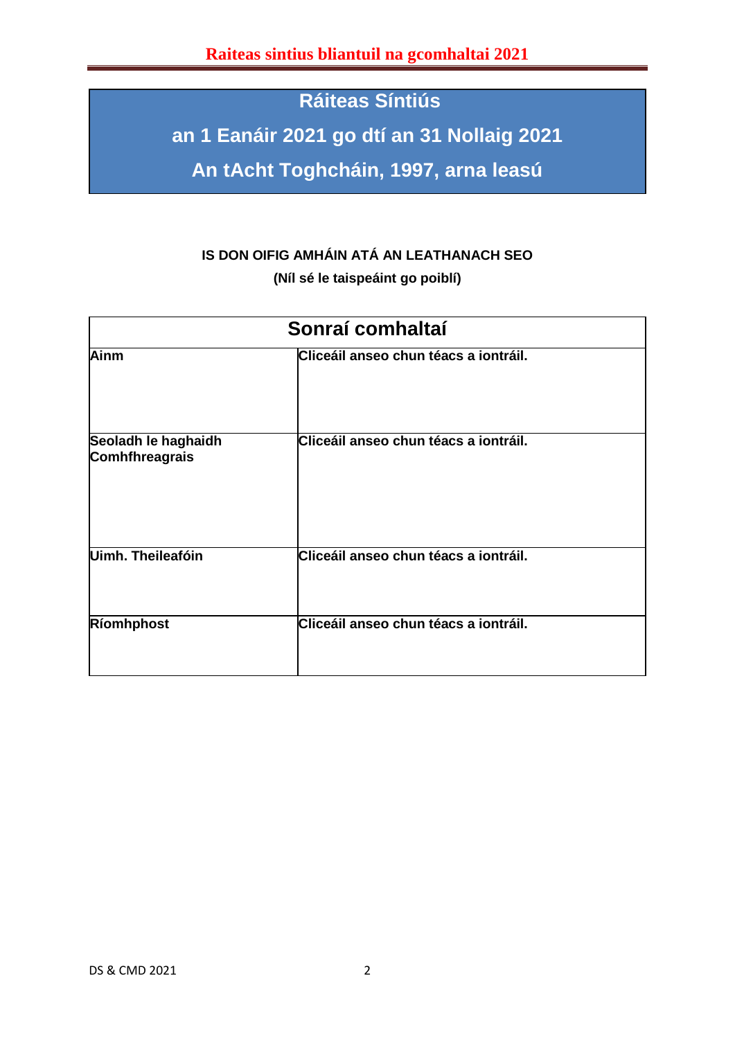# Ráiteas Síntiús

## an 1 Eanáir 2021 go dtí an 31 Nollaig 2021

## An tAcht Toghcháin, 1997, arna leasú

**IS DON OIFIG AMHÁIN ATÁ AN LEATHANACH SEO**

**(Níl sé le taispeáint go poiblí)**

| Sonraí comhaltaí | |
|---|---|
| **Ainm** | **Cliceáil anseo chun téacs a iontráil.** |
| **Seoladh le haghaidh Comhfhreagrais** | **Cliceáil anseo chun téacs a iontráil.** |
| **Uimh. Theileafóin** | **Cliceáil anseo chun téacs a iontráil.** |
| **Ríomhphost** | **Cliceáil anseo chun téacs a iontráil.** |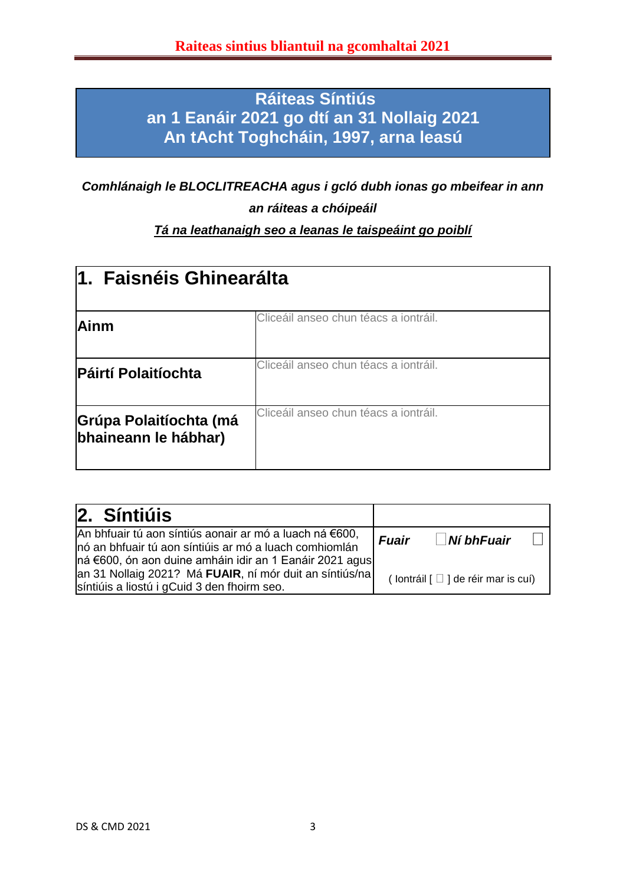**Ráiteas Síntiús**
**an 1 Eanáir 2021 go dtí an 31 Nollaig 2021**
**An tAcht Toghcháin, 1997, arna leasú**

***Comhlánaigh le BLOCLITREACHA agus i gcló dubh ionas go mbeifear in ann an ráiteas a chóipeáil***

***<u>Tá na leathanaigh seo a leanas le taispeáint go poiblí</u>***

| **1. Faisnéis Ghinearálta** | |
|---|---|
| **Ainm** | Cliceáil anseo chun téacs a iontráil. |
| **Páirtí Polaitíochta** | Cliceáil anseo chun téacs a iontráil. |
| **Grúpa Polaitíochta (má bhaineann le hábhar)** | Cliceáil anseo chun téacs a iontráil. |

| **2. Síntiúis** | |
|---|---|
| An bhfuair tú aon síntiús aonair ar mó a luach ná €600, nó an bhfuair tú aon síntiúis ar mó a luach comhiomlán ná €600, ón aon duine amháin idir an 1 Eanáir 2021 agus an 31 Nollaig 2021? Má **FUAIR**, ní mór duit an síntiús/na síntiúis a liostú i gCuid 3 den fhoirm seo. | ***Fuair*** ☐ ***Ní bhFuair*** ☐ <br> ( Iontráil [ ☐ ] de réir mar is cuí) |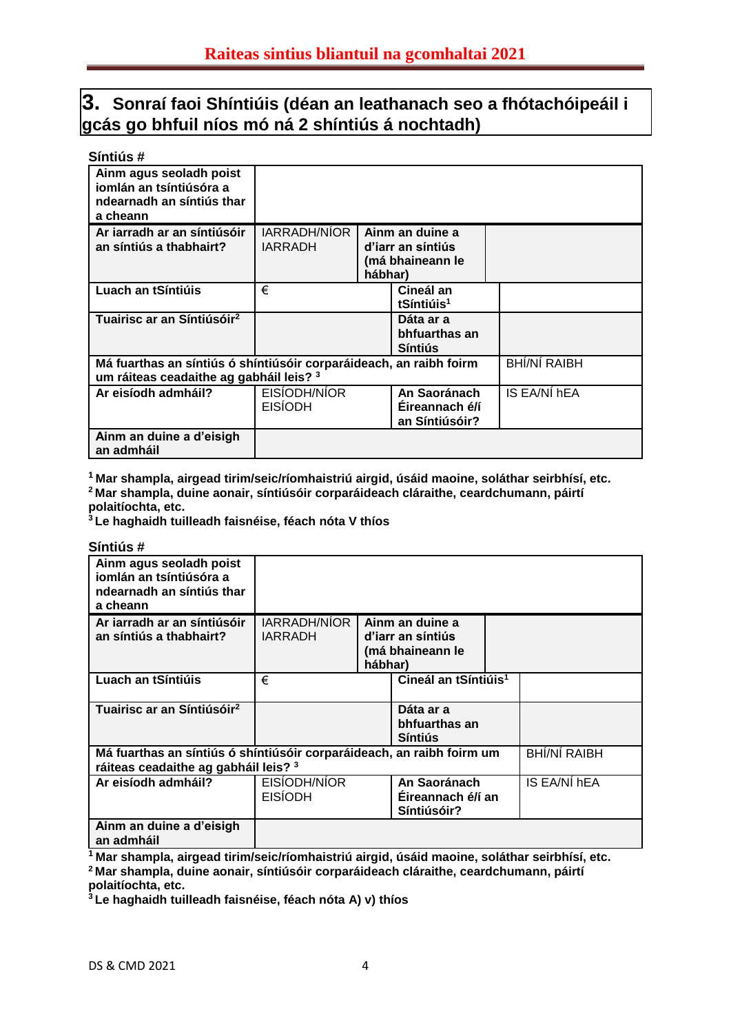# Raiteas sintius bliantuil na gcomhaltai 2021

## 3. Sonraí faoi Shíntiúis (déan an leathanach seo a fhótachóipeáil i gcás go bhfuil níos mó ná 2 shíntiús á nochtadh)

**Síntiús #**

| **Ainm agus seoladh poist iomlán an tsíntiúsóra a ndearnadh an síntiús thar a cheann** | | | |
|---|---|---|---|
| **Ar iarradh ar an síntiúsóir an síntiús a thabhairt?** | IARRADH/NÍOR IARRADH | **Ainm an duine a d'iarr an síntiús (má bhaineann le hábhar)** | |
| **Luach an tSíntiúis** | € | **Cineál an tSíntiúis[1]** | |
| **Tuairisc ar an Síntiúsóir[2]** | | **Dáta ar a bhfuarthas an Síntiús** | |
| **Má fuarthas an síntiús ó shíntiúsóir corparáideach, an raibh foirm um ráiteas ceadaithe ag gabháil leis? [3]** | | | BHÍ/NÍ RAIBH |
| **Ar eisíodh admháil?** | EISÍODH/NÍOR EISÍODH | **An Saoránach Éireannach é/í an Síntiúsóir?** | IS EA/NÍ hEA |
| **Ainm an duine a d'eisigh an admháil** | | | |

[1] **Mar shampla, airgead tirim/seic/ríomhaistriú airgid, úsáid maoine, soláthar seirbhísí, etc.**
[2] **Mar shampla, duine aonair, síntiúsóir corparáideach cláraithe, ceardchumann, páirtí polaitíochta, etc.**
[3] **Le haghaidh tuilleadh faisnéise, féach nóta V thíos**

**Síntiús #**

| **Ainm agus seoladh poist iomlán an tsíntiúsóra a ndearnadh an síntiús thar a cheann** | | | |
|---|---|---|---|
| **Ar iarradh ar an síntiúsóir an síntiús a thabhairt?** | IARRADH/NÍOR IARRADH | **Ainm an duine a d'iarr an síntiús (má bhaineann le hábhar)** | |
| **Luach an tSíntiúis** | € | **Cineál an tSíntiúis[1]** | |
| **Tuairisc ar an Síntiúsóir[2]** | | **Dáta ar a bhfuarthas an Síntiús** | |
| **Má fuarthas an síntiús ó shíntiúsóir corparáideach, an raibh foirm um ráiteas ceadaithe ag gabháil leis? [3]** | | | BHÍ/NÍ RAIBH |
| **Ar eisíodh admháil?** | EISÍODH/NÍOR EISÍODH | **An Saoránach Éireannach é/í an Síntiúsóir?** | IS EA/NÍ hEA |
| **Ainm an duine a d'eisigh an admháil** | | | |

[1] **Mar shampla, airgead tirim/seic/ríomhaistriú airgid, úsáid maoine, soláthar seirbhísí, etc.**
[2] **Mar shampla, duine aonair, síntiúsóir corparáideach cláraithe, ceardchumann, páirtí polaitíochta, etc.**
[3] **Le haghaidh tuilleadh faisnéise, féach nóta A) v) thíos**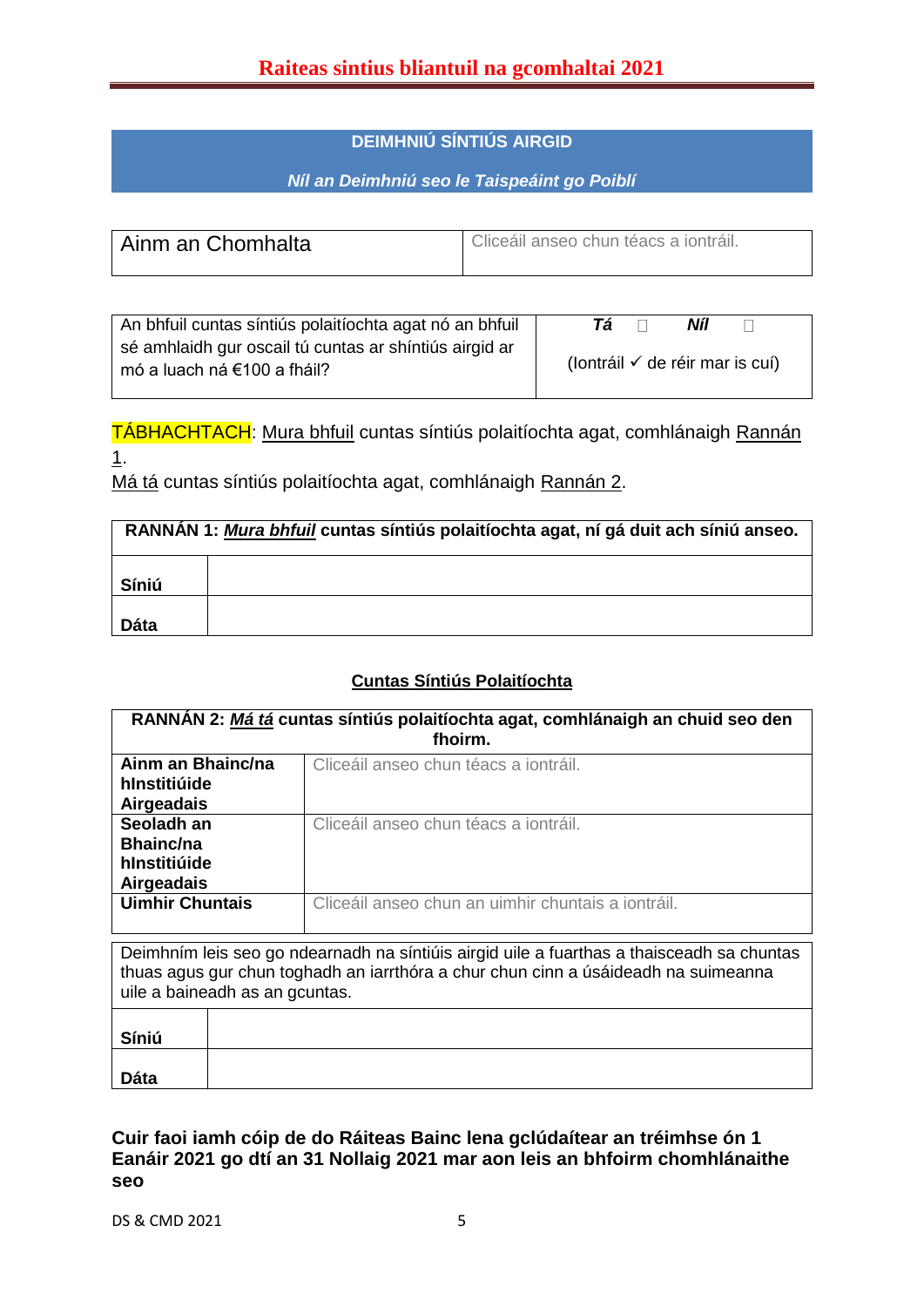# Raiteas sintius bliantuil na gcomhaltai 2021

| DEIMHNIÚ SÍNTIÚS AIRGID |
|---|
| ***Níl an Deimhniú seo le Taispeáint go Poiblí*** |

| Ainm an Chomhalta | Cliceáil anseo chun téacs a iontráil. |
|---|---|

| An bhfuil cuntas síntiús polaitíochta agat nó an bhfuil sé amhlaidh gur oscail tú cuntas ar shíntiús airgid ar mó a luach ná €100 a fháil? | ***Tá*** ☐ ***Níl*** ☐ (Iontráil ✓ de réir mar is cuí) |
|---|---|

TÁBHACHTACH: Mura bhfuil cuntas síntiús polaitíochta agat, comhlánaigh Rannán 1.
Má tá cuntas síntiús polaitíochta agat, comhlánaigh Rannán 2.

| **RANNÁN 1: *Mura bhfuil* cuntas síntiús polaitíochta agat, ní gá duit ach síniú anseo.** | |
|---|---|
| **Síniú** | |
| **Dáta** | |

**Cuntas Síntiús Polaitíochta**

| **RANNÁN 2: *Má tá* cuntas síntiús polaitíochta agat, comhlánaigh an chuid seo den fhoirm.** | |
|---|---|
| **Ainm an Bhainc/na hInstitiúide Airgeadais** | Cliceáil anseo chun téacs a iontráil. |
| **Seoladh an Bhainc/na hInstitiúide Airgeadais** | Cliceáil anseo chun téacs a iontráil. |
| **Uimhir Chuntais** | Cliceáil anseo chun an uimhir chuntais a iontráil. |

| Deimhním leis seo go ndearnadh na síntiúis airgid uile a fuarthas a thaisceadh sa chuntas thuas agus gur chun toghadh an iarrthóra a chur chun cinn a úsáideadh na suimeanna uile a baineadh as an gcuntas. | |
|---|---|
| **Síniú** | |
| **Dáta** | |

**Cuir faoi iamh cóip de do Ráiteas Bainc lena gclúdaítear an tréimhse ón 1 Eanáir 2021 go dtí an 31 Nollaig 2021 mar aon leis an bhfoirm chomhlánaithe seo**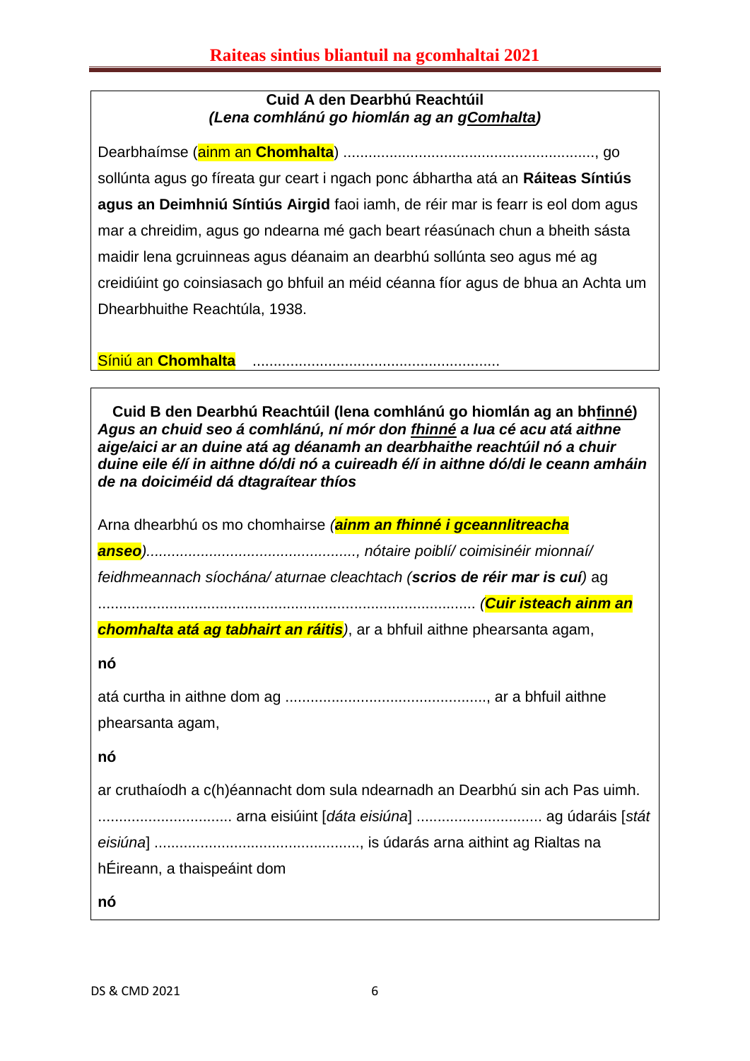# Raiteas sintius bliantuil na gcomhaltai 2021

**Cuid A den Dearbhú Reachtúil**
***(Lena comhlánú go hiomlán ag an gComhalta)***

Dearbhaímse (ainm an **Chomhalta**) ............................................................, go sollúnta agus go fíreata gur ceart i ngach ponc ábhartha atá an **Ráiteas Síntiús agus an Deimhniú Síntiús Airgid** faoi iamh, de réir mar is fearr is eol dom agus mar a chreidim, agus go ndearna mé gach beart réasúnach chun a bheith sásta maidir lena gcruinneas agus déanaim an dearbhú sollúnta seo agus mé ag creidiúint go coinsiasach go bhfuil an méid céanna fíor agus de bhua an Achta um Dhearbhuithe Reachtúla, 1938.

Síniú an **Chomhalta** ..........................................................

**Cuid B den Dearbhú Reachtúil (lena comhlánú go hiomlán ag an bhfinné)**
***Agus an chuid seo á comhlánú, ní mór don fhinné a lua cé acu atá aithne aige/aici ar an duine atá ag déanamh an dearbhaithe reachtúil nó a chuir duine eile é/í in aithne dó/di nó a cuireadh é/í in aithne dó/di le ceann amháin de na doiciméid dá dtagraítear thíos***

Arna dhearbhú os mo chomhairse (***ainm an fhinné i gceannlitreacha anseo***)*................................................., nótaire poiblí/ coimisinéir mionnaí/ feidhmeannach síochána/ aturnae cleachtach* (***scrios de réir mar is cuí***) ag ........................................................................................ (***Cuir isteach ainm an chomhalta atá ag tabhairt an ráitis***), ar a bhfuil aithne phearsanta agam,

**nó**

atá curtha in aithne dom ag ................................................, ar a bhfuil aithne phearsanta agam,

**nó**

ar cruthaíodh a c(h)éannacht dom sula ndearnadh an Dearbhú sin ach Pas uimh. ............................... arna eisiúint [*dáta eisiúna*] ............................. ag údaráis [*stát eisiúna*] ................................................, is údarás arna aithint ag Rialtas na hÉireann, a thaispeáint dom

**nó**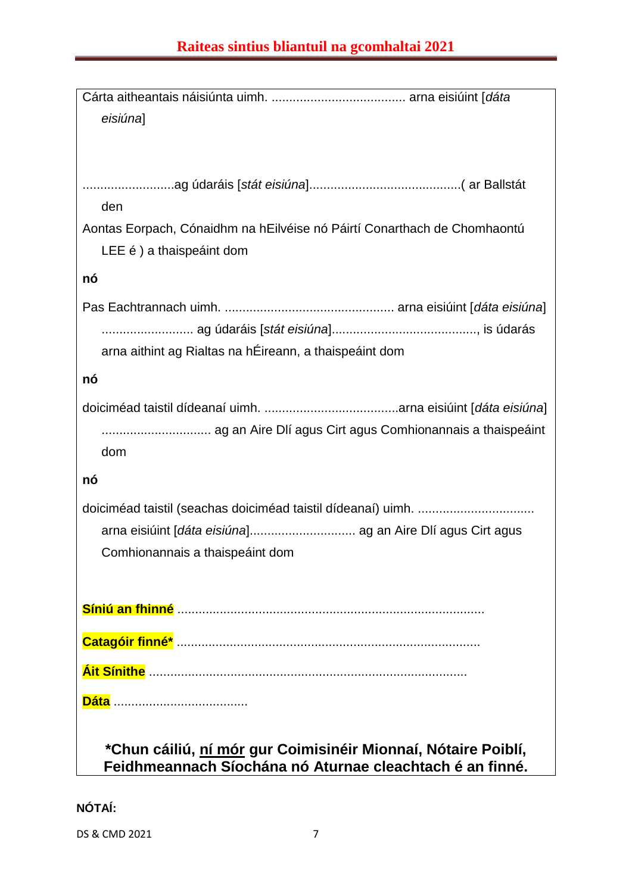Cárta aitheantais náisiúnta uimh. ..................................... arna eisiúint [*dáta eisiúna*]

.........................ag údaráis [*stát eisiúna*].........................................( ar Ballstát den Aontas Eorpach, Cónaidhm na hEilvéise nó Páirtí Conarthach de Chomhaontú LEE é ) a thaispeáint dom

**nó**

Pas Eachtrannach uimh. ............................................... arna eisiúint [*dáta eisiúna*] ......................... ag údaráis [*stát eisiúna*]........................................, is údarás arna aithint ag Rialtas na hÉireann, a thaispeáint dom

**nó**

doiciméad taistil dídeanaí uimh. .....................................arna eisiúint [*dáta eisiúna*] .............................. ag an Aire Dlí agus Cirt agus Comhionannais a thaispeáint dom

**nó**

doiciméad taistil (seachas doiciméad taistil dídeanaí) uimh. ................................ arna eisiúint [*dáta eisiúna*]............................. ag an Aire Dlí agus Cirt agus Comhionannais a thaispeáint dom

**Síniú an fhinné** .....................................................................................

**Catagóir finné*** ....................................................................................

**Áit Sínithe** ........................................................................................

**Dáta** .....................................

**\*Chun cáiliú, ní mór gur Coimisinéir Mionnaí, Nótaire Poiblí, Feidhmeannach Síochána nó Aturnae cleachtach é an finné.**

**NÓTAÍ:**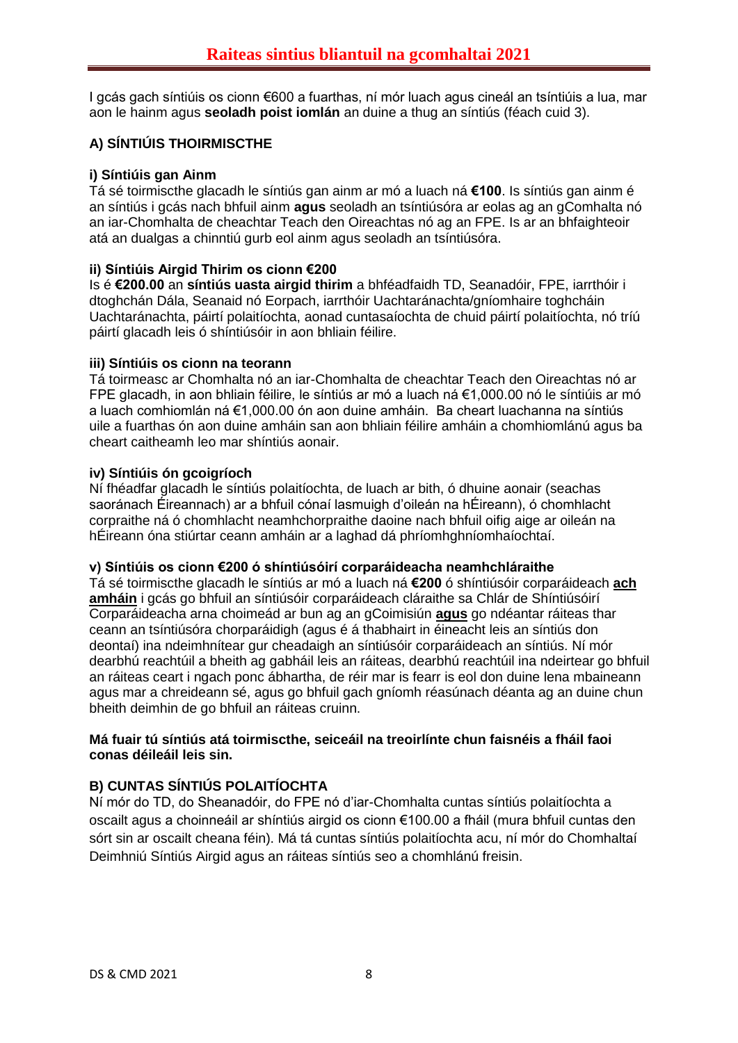# Raiteas sintius bliantuil na gcomhaltai 2021

I gcás gach síntiúis os cionn €600 a fuarthas, ní mór luach agus cineál an tsíntiúis a lua, mar aon le hainm agus **seoladh poist iomlán** an duine a thug an síntiús (féach cuid 3).

## A) SÍNTIÚIS THOIRMISCTHE

### i) Síntiúis gan Ainm

Tá sé toirmiscthe glacadh le síntiús gan ainm ar mó a luach ná **€100**. Is síntiús gan ainm é an síntiús i gcás nach bhfuil ainm **agus** seoladh an tsíntiúsóra ar eolas ag an gComhalta nó an iar-Chomhalta de cheachtar Teach den Oireachtas nó ag an FPE. Is ar an bhfaighteoir atá an dualgas a chinntiú gurb eol ainm agus seoladh an tsíntiúsóra.

### ii) Síntiúis Airgid Thirim os cionn €200

Is é **€200.00** an **síntiús uasta airgid thirim** a bhféadfaidh TD, Seanadóir, FPE, iarrthóir i dtoghchán Dála, Seanaid nó Eorpach, iarrthóir Uachtaránachta/gníomhaire toghcháin Uachtaránachta, páirtí polaitíochta, aonad cuntasaíochta de chuid páirtí polaitíochta, nó tríú páirtí glacadh leis ó shíntiúsóir in aon bhliain féilire.

### iii) Síntiúis os cionn na teorann

Tá toirmeasc ar Chomhalta nó an iar-Chomhalta de cheachtar Teach den Oireachtas nó ar FPE glacadh, in aon bhliain féilire, le síntiús ar mó a luach ná €1,000.00 nó le síntiúis ar mó a luach comhiomlán ná €1,000.00 ón aon duine amháin. Ba cheart luachanna na síntiús uile a fuarthas ón aon duine amháin san aon bhliain féilire amháin a chomhiomlánú agus ba cheart caitheamh leo mar shíntiús aonair.

### iv) Síntiúis ón gcoigríoch

Ní fhéadfar glacadh le síntiús polaitíochta, de luach ar bith, ó dhuine aonair (seachas saoránach Éireannach) ar a bhfuil cónaí lasmuigh d'oileán na hÉireann), ó chomhlacht corpraithe ná ó chomhlacht neamhchorpraithe daoine nach bhfuil oifig aige ar oileán na hÉireann óna stiúrtar ceann amháin ar a laghad dá phríomhghníomhaíochtaí.

### v) Síntiúis os cionn €200 ó shíntiúsóirí corparáideacha neamhchláraithe

Tá sé toirmiscthe glacadh le síntiús ar mó a luach ná **€200** ó shíntiúsóir corparáideach **ach amháin** i gcás go bhfuil an síntiúsóir corparáideach cláraithe sa Chlár de Shíntiúsóirí Corparáideacha arna choimeád ar bun ag an gCoimisiún **agus** go ndéantar ráiteas thar ceann an tsíntiúsóra chorparáidigh (agus é á thabhairt in éineacht leis an síntiús don deontaí) ina ndeimhnítear gur cheadaigh an síntiúsóir corparáideach an síntiús. Ní mór dearbhú reachtúil a bheith ag gabháil leis an ráiteas, dearbhú reachtúil ina ndeirtear go bhfuil an ráiteas ceart i ngach ponc ábhartha, de réir mar is fearr is eol don duine lena mbaineann agus mar a chreideann sé, agus go bhfuil gach gníomh réasúnach déanta ag an duine chun bheith deimhin de go bhfuil an ráiteas cruinn.

**Má fuair tú síntiús atá toirmiscthe, seiceáil na treoirlínte chun faisnéis a fháil faoi conas déileáil leis sin.**

## B) CUNTAS SÍNTIÚS POLAITÍOCHTA

Ní mór do TD, do Sheanadóir, do FPE nó d'iar-Chomhalta cuntas síntiús polaitíochta a oscailt agus a choinneáil ar shíntiúis airgid os cionn €100.00 a fháil (mura bhfuil cuntas den sórt sin ar oscailt cheana féin). Má tá cuntas síntiús polaitíochta acu, ní mór do Chomhaltaí Deimhniú Síntiús Airgid agus an ráiteas síntiús seo a chomhlánú freisin.